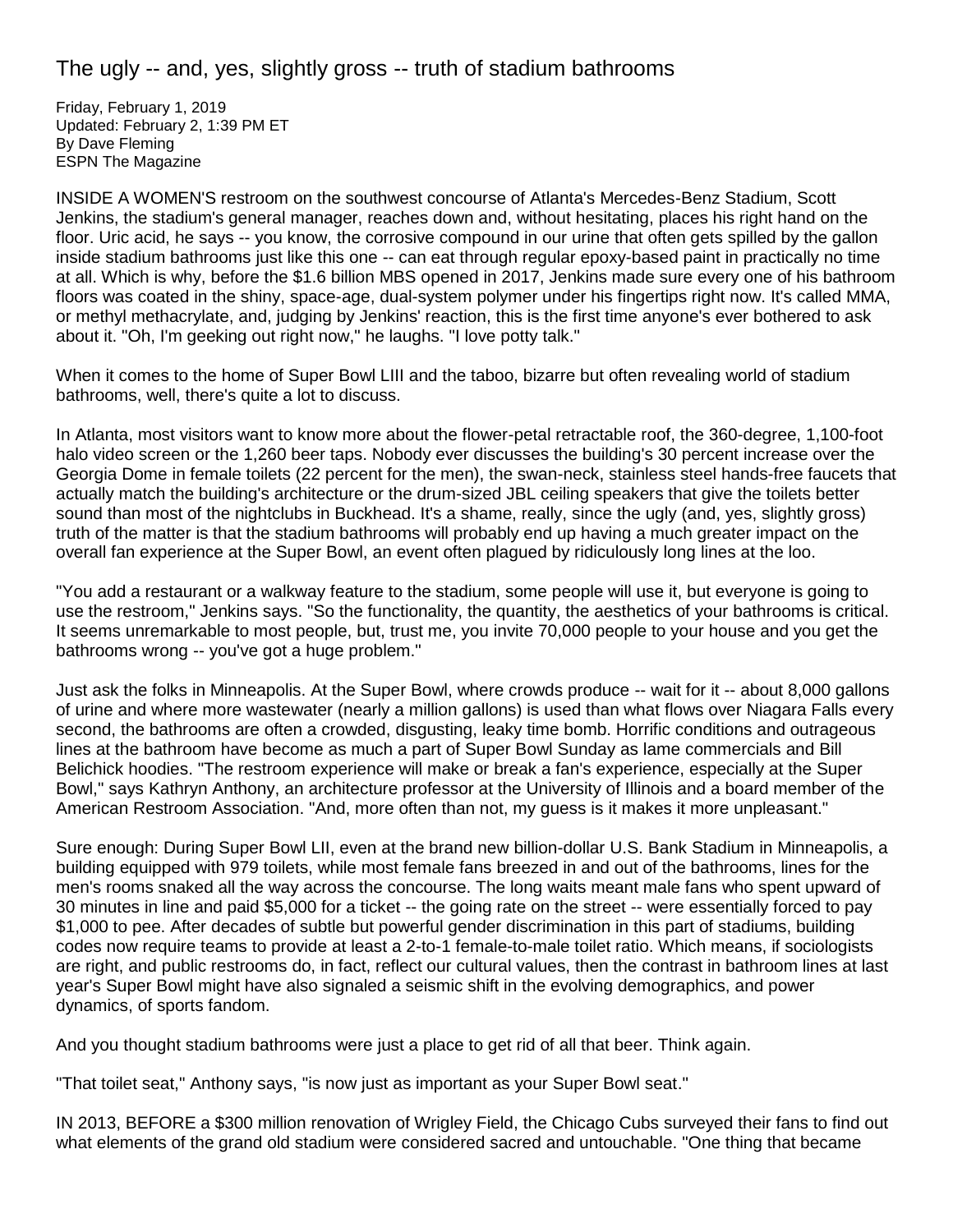# The ugly -- and, yes, slightly gross -- truth of stadium bathrooms

Friday, February 1, 2019
Updated: February 2, 1:39 PM ET
By Dave Fleming
ESPN The Magazine

INSIDE A WOMEN'S restroom on the southwest concourse of Atlanta's Mercedes-Benz Stadium, Scott Jenkins, the stadium's general manager, reaches down and, without hesitating, places his right hand on the floor. Uric acid, he says -- you know, the corrosive compound in our urine that often gets spilled by the gallon inside stadium bathrooms just like this one -- can eat through regular epoxy-based paint in practically no time at all. Which is why, before the $1.6 billion MBS opened in 2017, Jenkins made sure every one of his bathroom floors was coated in the shiny, space-age, dual-system polymer under his fingertips right now. It's called MMA, or methyl methacrylate, and, judging by Jenkins' reaction, this is the first time anyone's ever bothered to ask about it. "Oh, I'm geeking out right now," he laughs. "I love potty talk."

When it comes to the home of Super Bowl LIII and the taboo, bizarre but often revealing world of stadium bathrooms, well, there's quite a lot to discuss.

In Atlanta, most visitors want to know more about the flower-petal retractable roof, the 360-degree, 1,100-foot halo video screen or the 1,260 beer taps. Nobody ever discusses the building's 30 percent increase over the Georgia Dome in female toilets (22 percent for the men), the swan-neck, stainless steel hands-free faucets that actually match the building's architecture or the drum-sized JBL ceiling speakers that give the toilets better sound than most of the nightclubs in Buckhead. It's a shame, really, since the ugly (and, yes, slightly gross) truth of the matter is that the stadium bathrooms will probably end up having a much greater impact on the overall fan experience at the Super Bowl, an event often plagued by ridiculously long lines at the loo.

"You add a restaurant or a walkway feature to the stadium, some people will use it, but everyone is going to use the restroom," Jenkins says. "So the functionality, the quantity, the aesthetics of your bathrooms is critical. It seems unremarkable to most people, but, trust me, you invite 70,000 people to your house and you get the bathrooms wrong -- you've got a huge problem."

Just ask the folks in Minneapolis. At the Super Bowl, where crowds produce -- wait for it -- about 8,000 gallons of urine and where more wastewater (nearly a million gallons) is used than what flows over Niagara Falls every second, the bathrooms are often a crowded, disgusting, leaky time bomb. Horrific conditions and outrageous lines at the bathroom have become as much a part of Super Bowl Sunday as lame commercials and Bill Belichick hoodies. "The restroom experience will make or break a fan's experience, especially at the Super Bowl," says Kathryn Anthony, an architecture professor at the University of Illinois and a board member of the American Restroom Association. "And, more often than not, my guess is it makes it more unpleasant."

Sure enough: During Super Bowl LII, even at the brand new billion-dollar U.S. Bank Stadium in Minneapolis, a building equipped with 979 toilets, while most female fans breezed in and out of the bathrooms, lines for the men's rooms snaked all the way across the concourse. The long waits meant male fans who spent upward of 30 minutes in line and paid $5,000 for a ticket -- the going rate on the street -- were essentially forced to pay $1,000 to pee. After decades of subtle but powerful gender discrimination in this part of stadiums, building codes now require teams to provide at least a 2-to-1 female-to-male toilet ratio. Which means, if sociologists are right, and public restrooms do, in fact, reflect our cultural values, then the contrast in bathroom lines at last year's Super Bowl might have also signaled a seismic shift in the evolving demographics, and power dynamics, of sports fandom.

And you thought stadium bathrooms were just a place to get rid of all that beer. Think again.

"That toilet seat," Anthony says, "is now just as important as your Super Bowl seat."

IN 2013, BEFORE a $300 million renovation of Wrigley Field, the Chicago Cubs surveyed their fans to find out what elements of the grand old stadium were considered sacred and untouchable. "One thing that became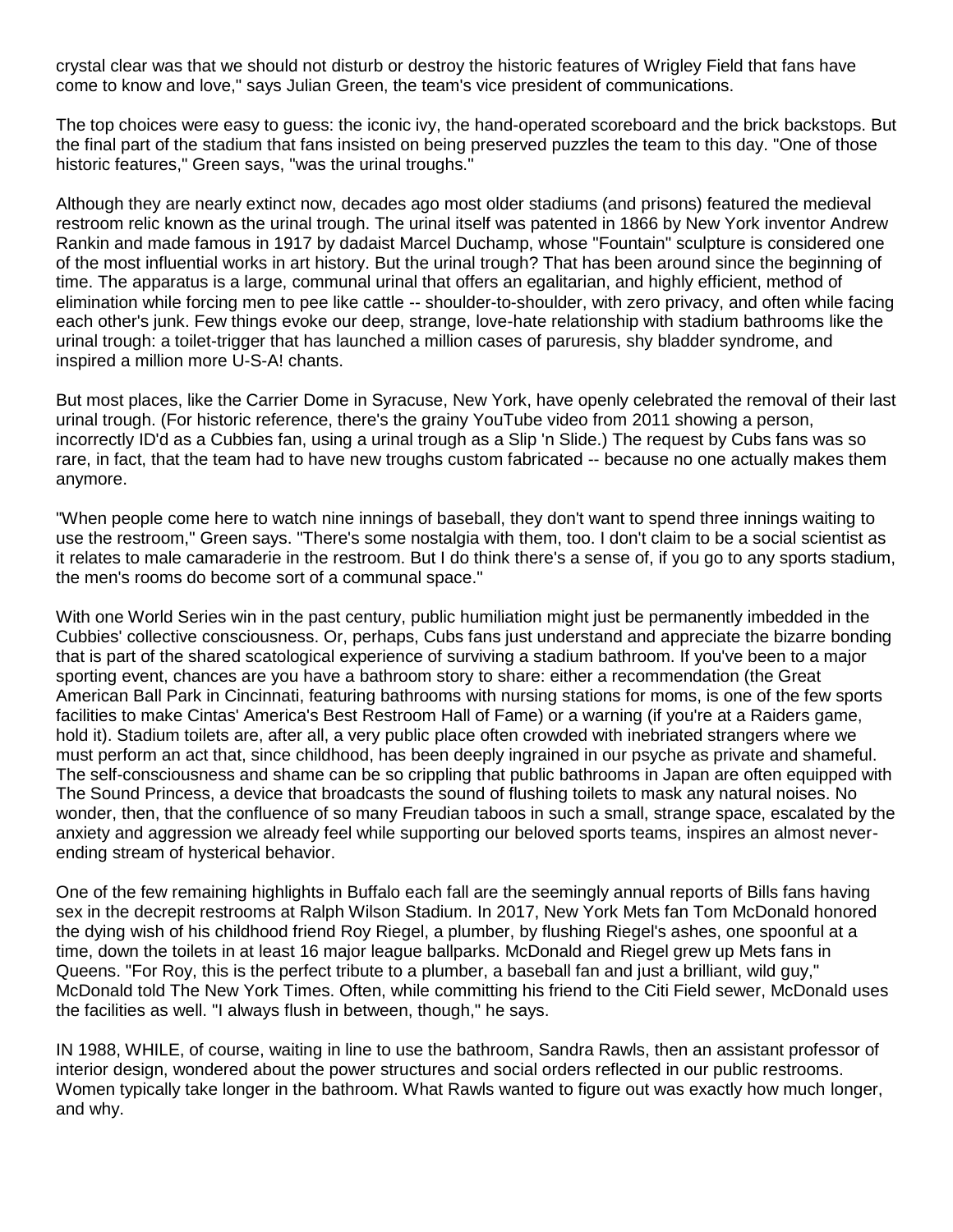crystal clear was that we should not disturb or destroy the historic features of Wrigley Field that fans have come to know and love," says Julian Green, the team's vice president of communications.

The top choices were easy to guess: the iconic ivy, the hand-operated scoreboard and the brick backstops. But the final part of the stadium that fans insisted on being preserved puzzles the team to this day. "One of those historic features," Green says, "was the urinal troughs."

Although they are nearly extinct now, decades ago most older stadiums (and prisons) featured the medieval restroom relic known as the urinal trough. The urinal itself was patented in 1866 by New York inventor Andrew Rankin and made famous in 1917 by dadaist Marcel Duchamp, whose "Fountain" sculpture is considered one of the most influential works in art history. But the urinal trough? That has been around since the beginning of time. The apparatus is a large, communal urinal that offers an egalitarian, and highly efficient, method of elimination while forcing men to pee like cattle -- shoulder-to-shoulder, with zero privacy, and often while facing each other's junk. Few things evoke our deep, strange, love-hate relationship with stadium bathrooms like the urinal trough: a toilet-trigger that has launched a million cases of paruresis, shy bladder syndrome, and inspired a million more U-S-A! chants.

But most places, like the Carrier Dome in Syracuse, New York, have openly celebrated the removal of their last urinal trough. (For historic reference, there's the grainy YouTube video from 2011 showing a person, incorrectly ID'd as a Cubbies fan, using a urinal trough as a Slip 'n Slide.) The request by Cubs fans was so rare, in fact, that the team had to have new troughs custom fabricated -- because no one actually makes them anymore.

"When people come here to watch nine innings of baseball, they don't want to spend three innings waiting to use the restroom," Green says. "There's some nostalgia with them, too. I don't claim to be a social scientist as it relates to male camaraderie in the restroom. But I do think there's a sense of, if you go to any sports stadium, the men's rooms do become sort of a communal space."

With one World Series win in the past century, public humiliation might just be permanently imbedded in the Cubbies' collective consciousness. Or, perhaps, Cubs fans just understand and appreciate the bizarre bonding that is part of the shared scatological experience of surviving a stadium bathroom. If you've been to a major sporting event, chances are you have a bathroom story to share: either a recommendation (the Great American Ball Park in Cincinnati, featuring bathrooms with nursing stations for moms, is one of the few sports facilities to make Cintas' America's Best Restroom Hall of Fame) or a warning (if you're at a Raiders game, hold it). Stadium toilets are, after all, a very public place often crowded with inebriated strangers where we must perform an act that, since childhood, has been deeply ingrained in our psyche as private and shameful. The self-consciousness and shame can be so crippling that public bathrooms in Japan are often equipped with The Sound Princess, a device that broadcasts the sound of flushing toilets to mask any natural noises. No wonder, then, that the confluence of so many Freudian taboos in such a small, strange space, escalated by the anxiety and aggression we already feel while supporting our beloved sports teams, inspires an almost never-ending stream of hysterical behavior.

One of the few remaining highlights in Buffalo each fall are the seemingly annual reports of Bills fans having sex in the decrepit restrooms at Ralph Wilson Stadium. In 2017, New York Mets fan Tom McDonald honored the dying wish of his childhood friend Roy Riegel, a plumber, by flushing Riegel's ashes, one spoonful at a time, down the toilets in at least 16 major league ballparks. McDonald and Riegel grew up Mets fans in Queens. "For Roy, this is the perfect tribute to a plumber, a baseball fan and just a brilliant, wild guy," McDonald told The New York Times. Often, while committing his friend to the Citi Field sewer, McDonald uses the facilities as well. "I always flush in between, though," he says.

IN 1988, WHILE, of course, waiting in line to use the bathroom, Sandra Rawls, then an assistant professor of interior design, wondered about the power structures and social orders reflected in our public restrooms. Women typically take longer in the bathroom. What Rawls wanted to figure out was exactly how much longer, and why.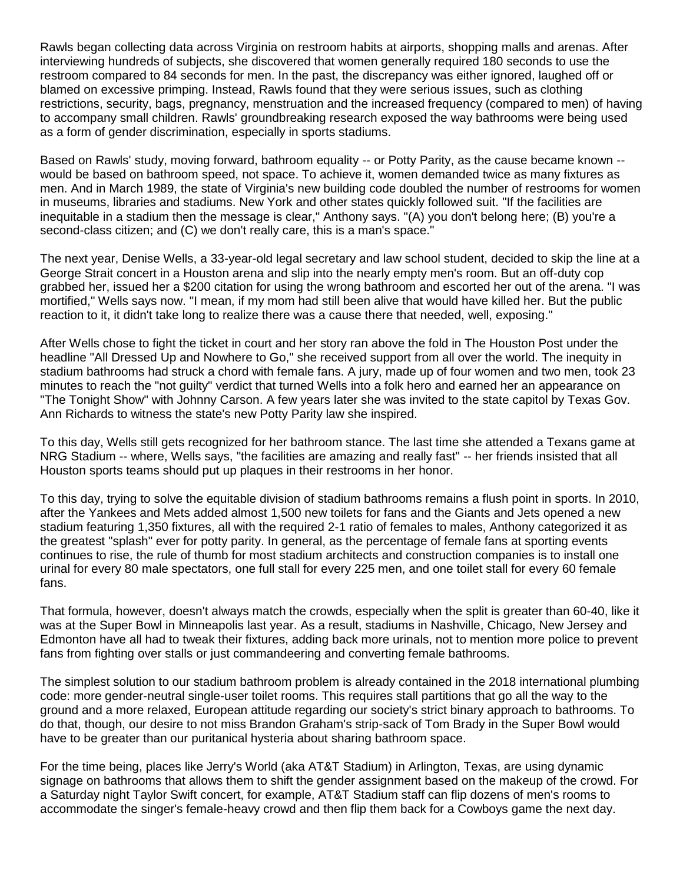Rawls began collecting data across Virginia on restroom habits at airports, shopping malls and arenas. After interviewing hundreds of subjects, she discovered that women generally required 180 seconds to use the restroom compared to 84 seconds for men. In the past, the discrepancy was either ignored, laughed off or blamed on excessive primping. Instead, Rawls found that they were serious issues, such as clothing restrictions, security, bags, pregnancy, menstruation and the increased frequency (compared to men) of having to accompany small children. Rawls' groundbreaking research exposed the way bathrooms were being used as a form of gender discrimination, especially in sports stadiums.

Based on Rawls' study, moving forward, bathroom equality -- or Potty Parity, as the cause became known -- would be based on bathroom speed, not space. To achieve it, women demanded twice as many fixtures as men. And in March 1989, the state of Virginia's new building code doubled the number of restrooms for women in museums, libraries and stadiums. New York and other states quickly followed suit. "If the facilities are inequitable in a stadium then the message is clear," Anthony says. "(A) you don't belong here; (B) you're a second-class citizen; and (C) we don't really care, this is a man's space."

The next year, Denise Wells, a 33-year-old legal secretary and law school student, decided to skip the line at a George Strait concert in a Houston arena and slip into the nearly empty men's room. But an off-duty cop grabbed her, issued her a $200 citation for using the wrong bathroom and escorted her out of the arena. "I was mortified," Wells says now. "I mean, if my mom had still been alive that would have killed her. But the public reaction to it, it didn't take long to realize there was a cause there that needed, well, exposing."

After Wells chose to fight the ticket in court and her story ran above the fold in The Houston Post under the headline "All Dressed Up and Nowhere to Go," she received support from all over the world. The inequity in stadium bathrooms had struck a chord with female fans. A jury, made up of four women and two men, took 23 minutes to reach the "not guilty" verdict that turned Wells into a folk hero and earned her an appearance on "The Tonight Show" with Johnny Carson. A few years later she was invited to the state capitol by Texas Gov. Ann Richards to witness the state's new Potty Parity law she inspired.

To this day, Wells still gets recognized for her bathroom stance. The last time she attended a Texans game at NRG Stadium -- where, Wells says, "the facilities are amazing and really fast" -- her friends insisted that all Houston sports teams should put up plaques in their restrooms in her honor.

To this day, trying to solve the equitable division of stadium bathrooms remains a flush point in sports. In 2010, after the Yankees and Mets added almost 1,500 new toilets for fans and the Giants and Jets opened a new stadium featuring 1,350 fixtures, all with the required 2-1 ratio of females to males, Anthony categorized it as the greatest "splash" ever for potty parity. In general, as the percentage of female fans at sporting events continues to rise, the rule of thumb for most stadium architects and construction companies is to install one urinal for every 80 male spectators, one full stall for every 225 men, and one toilet stall for every 60 female fans.

That formula, however, doesn't always match the crowds, especially when the split is greater than 60-40, like it was at the Super Bowl in Minneapolis last year. As a result, stadiums in Nashville, Chicago, New Jersey and Edmonton have all had to tweak their fixtures, adding back more urinals, not to mention more police to prevent fans from fighting over stalls or just commandeering and converting female bathrooms.

The simplest solution to our stadium bathroom problem is already contained in the 2018 international plumbing code: more gender-neutral single-user toilet rooms. This requires stall partitions that go all the way to the ground and a more relaxed, European attitude regarding our society's strict binary approach to bathrooms. To do that, though, our desire to not miss Brandon Graham's strip-sack of Tom Brady in the Super Bowl would have to be greater than our puritanical hysteria about sharing bathroom space.

For the time being, places like Jerry's World (aka AT&T Stadium) in Arlington, Texas, are using dynamic signage on bathrooms that allows them to shift the gender assignment based on the makeup of the crowd. For a Saturday night Taylor Swift concert, for example, AT&T Stadium staff can flip dozens of men's rooms to accommodate the singer's female-heavy crowd and then flip them back for a Cowboys game the next day.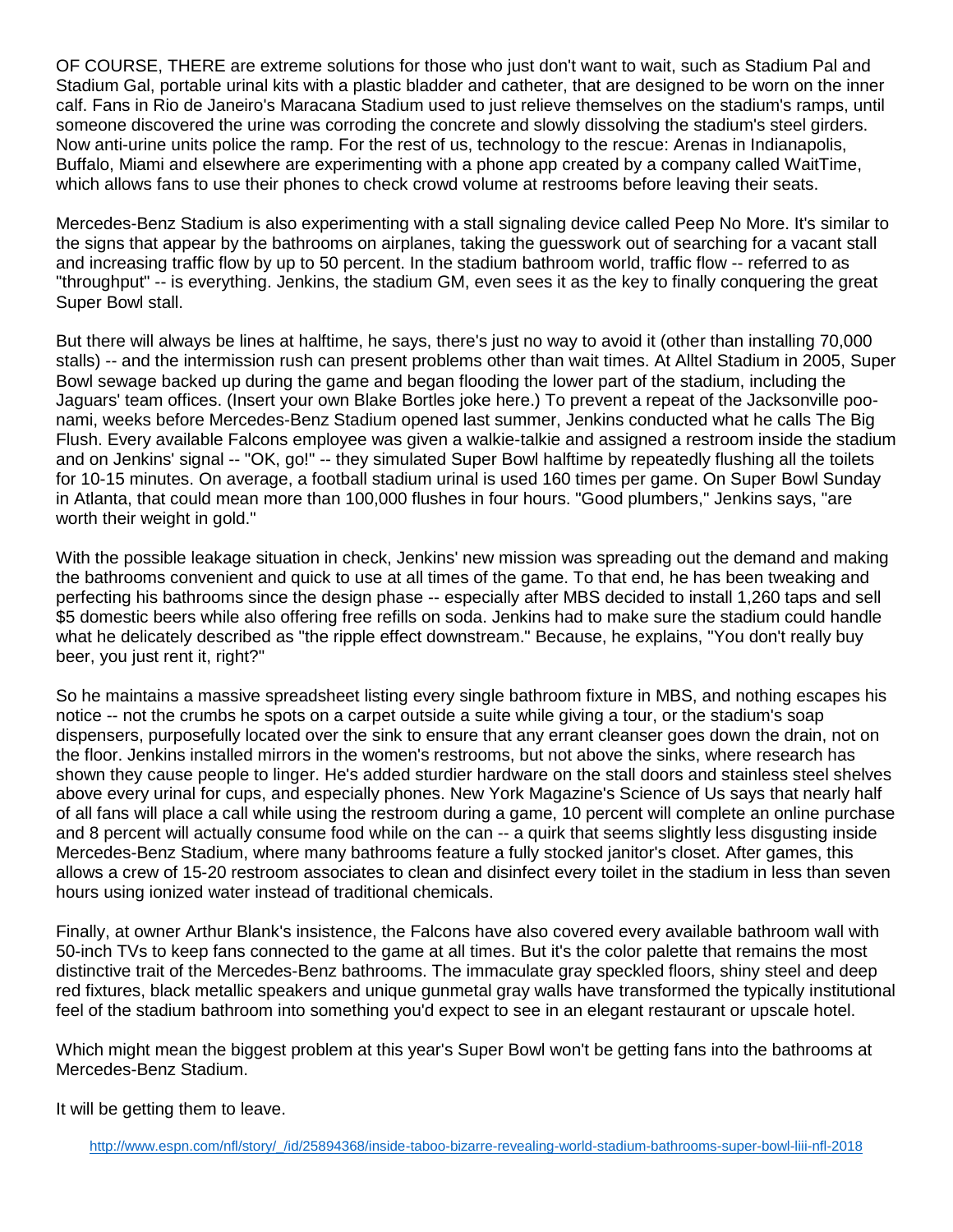OF COURSE, THERE are extreme solutions for those who just don't want to wait, such as Stadium Pal and Stadium Gal, portable urinal kits with a plastic bladder and catheter, that are designed to be worn on the inner calf. Fans in Rio de Janeiro's Maracana Stadium used to just relieve themselves on the stadium's ramps, until someone discovered the urine was corroding the concrete and slowly dissolving the stadium's steel girders. Now anti-urine units police the ramp. For the rest of us, technology to the rescue: Arenas in Indianapolis, Buffalo, Miami and elsewhere are experimenting with a phone app created by a company called WaitTime, which allows fans to use their phones to check crowd volume at restrooms before leaving their seats.

Mercedes-Benz Stadium is also experimenting with a stall signaling device called Peep No More. It's similar to the signs that appear by the bathrooms on airplanes, taking the guesswork out of searching for a vacant stall and increasing traffic flow by up to 50 percent. In the stadium bathroom world, traffic flow -- referred to as "throughput" -- is everything. Jenkins, the stadium GM, even sees it as the key to finally conquering the great Super Bowl stall.

But there will always be lines at halftime, he says, there's just no way to avoid it (other than installing 70,000 stalls) -- and the intermission rush can present problems other than wait times. At Alltel Stadium in 2005, Super Bowl sewage backed up during the game and began flooding the lower part of the stadium, including the Jaguars' team offices. (Insert your own Blake Bortles joke here.) To prevent a repeat of the Jacksonville poo-nami, weeks before Mercedes-Benz Stadium opened last summer, Jenkins conducted what he calls The Big Flush. Every available Falcons employee was given a walkie-talkie and assigned a restroom inside the stadium and on Jenkins' signal -- "OK, go!" -- they simulated Super Bowl halftime by repeatedly flushing all the toilets for 10-15 minutes. On average, a football stadium urinal is used 160 times per game. On Super Bowl Sunday in Atlanta, that could mean more than 100,000 flushes in four hours. "Good plumbers," Jenkins says, "are worth their weight in gold."

With the possible leakage situation in check, Jenkins' new mission was spreading out the demand and making the bathrooms convenient and quick to use at all times of the game. To that end, he has been tweaking and perfecting his bathrooms since the design phase -- especially after MBS decided to install 1,260 taps and sell $5 domestic beers while also offering free refills on soda. Jenkins had to make sure the stadium could handle what he delicately described as "the ripple effect downstream." Because, he explains, "You don't really buy beer, you just rent it, right?"

So he maintains a massive spreadsheet listing every single bathroom fixture in MBS, and nothing escapes his notice -- not the crumbs he spots on a carpet outside a suite while giving a tour, or the stadium's soap dispensers, purposefully located over the sink to ensure that any errant cleanser goes down the drain, not on the floor. Jenkins installed mirrors in the women's restrooms, but not above the sinks, where research has shown they cause people to linger. He's added sturdier hardware on the stall doors and stainless steel shelves above every urinal for cups, and especially phones. New York Magazine's Science of Us says that nearly half of all fans will place a call while using the restroom during a game, 10 percent will complete an online purchase and 8 percent will actually consume food while on the can -- a quirk that seems slightly less disgusting inside Mercedes-Benz Stadium, where many bathrooms feature a fully stocked janitor's closet. After games, this allows a crew of 15-20 restroom associates to clean and disinfect every toilet in the stadium in less than seven hours using ionized water instead of traditional chemicals.

Finally, at owner Arthur Blank's insistence, the Falcons have also covered every available bathroom wall with 50-inch TVs to keep fans connected to the game at all times. But it's the color palette that remains the most distinctive trait of the Mercedes-Benz bathrooms. The immaculate gray speckled floors, shiny steel and deep red fixtures, black metallic speakers and unique gunmetal gray walls have transformed the typically institutional feel of the stadium bathroom into something you'd expect to see in an elegant restaurant or upscale hotel.

Which might mean the biggest problem at this year's Super Bowl won't be getting fans into the bathrooms at Mercedes-Benz Stadium.

It will be getting them to leave.

http://www.espn.com/nfl/story/_/id/25894368/inside-taboo-bizarre-revealing-world-stadium-bathrooms-super-bowl-liii-nfl-2018